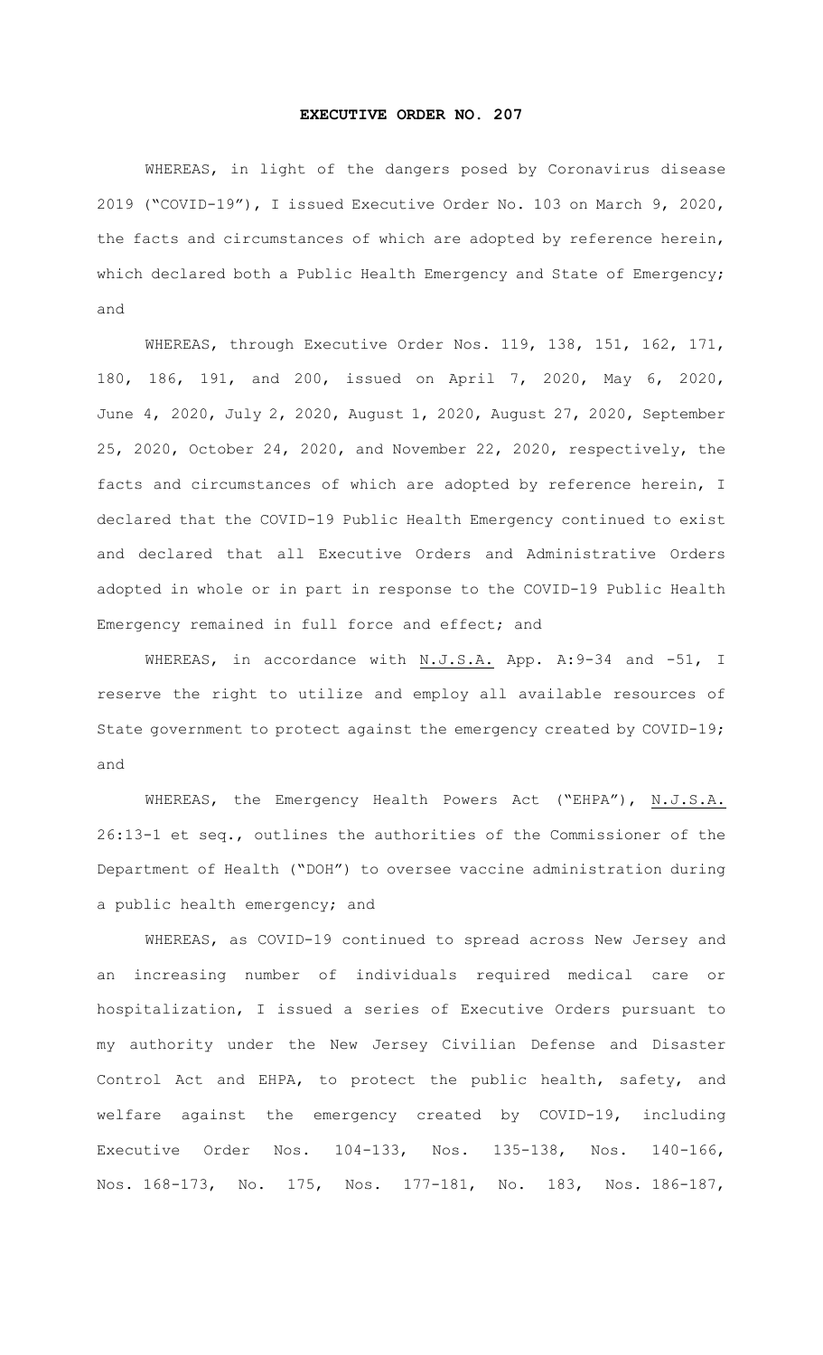# EXECUTIVE ORDER NO. 207

WHEREAS, in light of the dangers posed by Coronavirus disease 2019 ("COVID-19"), I issued Executive Order No. 103 on March 9, 2020, the facts and circumstances of which are adopted by reference herein, which declared both a Public Health Emergency and State of Emergency; and

WHEREAS, through Executive Order Nos. 119, 138, 151, 162, 171, 180, 186, 191, and 200, issued on April 7, 2020, May 6, 2020, June 4, 2020, July 2, 2020, August 1, 2020, August 27, 2020, September 25, 2020, October 24, 2020, and November 22, 2020, respectively, the facts and circumstances of which are adopted by reference herein, I declared that the COVID-19 Public Health Emergency continued to exist and declared that all Executive Orders and Administrative Orders adopted in whole or in part in response to the COVID-19 Public Health Emergency remained in full force and effect; and

WHEREAS, in accordance with N.J.S.A. App. A:9-34 and -51, I reserve the right to utilize and employ all available resources of State government to protect against the emergency created by COVID-19; and

WHEREAS, the Emergency Health Powers Act ("EHPA"), N.J.S.A. 26:13-1 et seq., outlines the authorities of the Commissioner of the Department of Health ("DOH") to oversee vaccine administration during a public health emergency; and

WHEREAS, as COVID-19 continued to spread across New Jersey and an increasing number of individuals required medical care or hospitalization, I issued a series of Executive Orders pursuant to my authority under the New Jersey Civilian Defense and Disaster Control Act and EHPA, to protect the public health, safety, and welfare against the emergency created by COVID-19, including Executive Order Nos. 104-133, Nos. 135-138, Nos. 140-166, Nos. 168-173, No. 175, Nos. 177-181, No. 183, Nos. 186-187,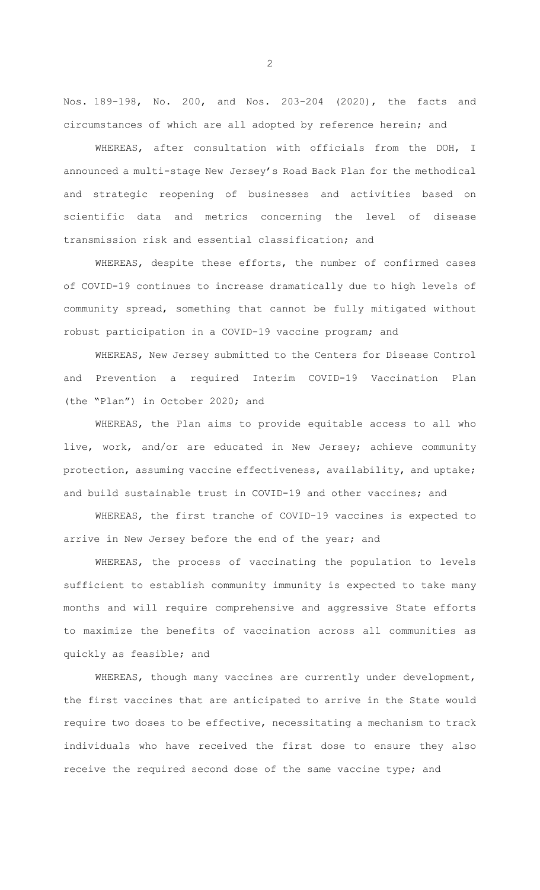Nos. 189-198, No. 200, and Nos. 203-204 (2020), the facts and circumstances of which are all adopted by reference herein; and

WHEREAS, after consultation with officials from the DOH, I announced a multi-stage New Jersey's Road Back Plan for the methodical and strategic reopening of businesses and activities based on scientific data and metrics concerning the level of disease transmission risk and essential classification; and

WHEREAS, despite these efforts, the number of confirmed cases of COVID-19 continues to increase dramatically due to high levels of community spread, something that cannot be fully mitigated without robust participation in a COVID-19 vaccine program; and

WHEREAS, New Jersey submitted to the Centers for Disease Control and Prevention a required Interim COVID-19 Vaccination Plan (the "Plan") in October 2020; and

WHEREAS, the Plan aims to provide equitable access to all who live, work, and/or are educated in New Jersey; achieve community protection, assuming vaccine effectiveness, availability, and uptake; and build sustainable trust in COVID-19 and other vaccines; and

WHEREAS, the first tranche of COVID-19 vaccines is expected to arrive in New Jersey before the end of the year; and

WHEREAS, the process of vaccinating the population to levels sufficient to establish community immunity is expected to take many months and will require comprehensive and aggressive State efforts to maximize the benefits of vaccination across all communities as quickly as feasible; and

WHEREAS, though many vaccines are currently under development, the first vaccines that are anticipated to arrive in the State would require two doses to be effective, necessitating a mechanism to track individuals who have received the first dose to ensure they also receive the required second dose of the same vaccine type; and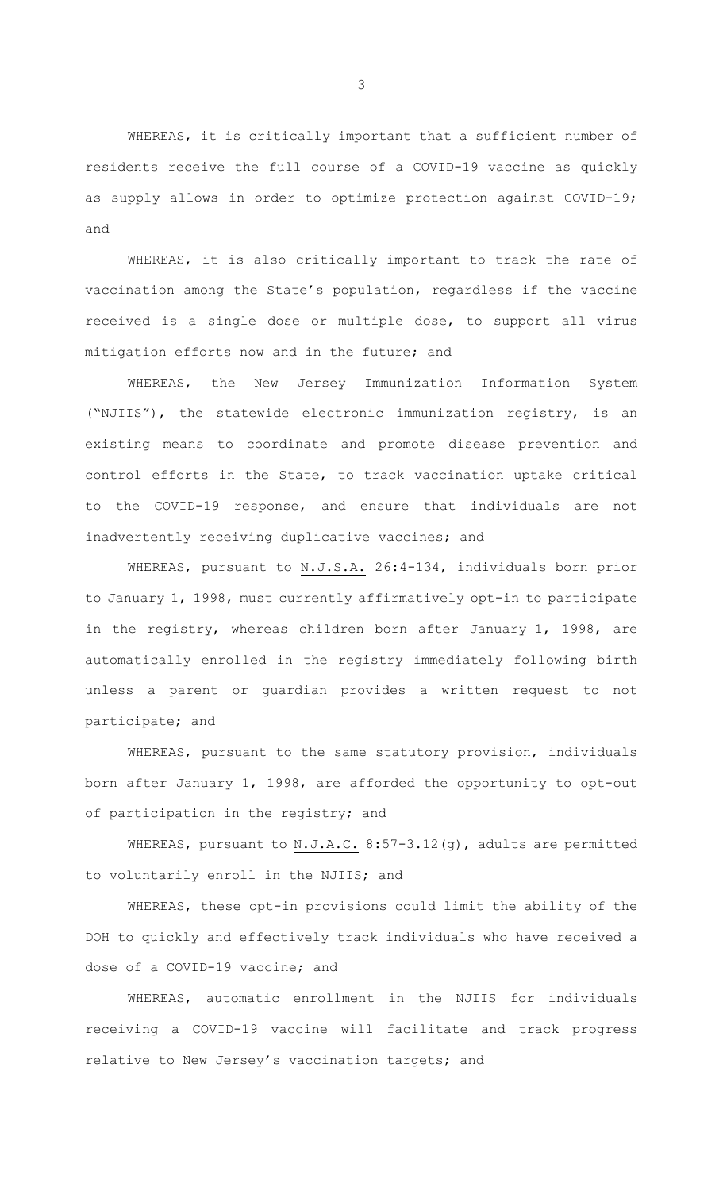WHEREAS, it is critically important that a sufficient number of residents receive the full course of a COVID-19 vaccine as quickly as supply allows in order to optimize protection against COVID-19; and

WHEREAS, it is also critically important to track the rate of vaccination among the State's population, regardless if the vaccine received is a single dose or multiple dose, to support all virus mitigation efforts now and in the future; and

WHEREAS, the New Jersey Immunization Information System ("NJIIS"), the statewide electronic immunization registry, is an existing means to coordinate and promote disease prevention and control efforts in the State, to track vaccination uptake critical to the COVID-19 response, and ensure that individuals are not inadvertently receiving duplicative vaccines; and

WHEREAS, pursuant to N.J.S.A. 26:4-134, individuals born prior to January 1, 1998, must currently affirmatively opt-in to participate in the registry, whereas children born after January 1, 1998, are automatically enrolled in the registry immediately following birth unless a parent or guardian provides a written request to not participate; and

WHEREAS, pursuant to the same statutory provision, individuals born after January 1, 1998, are afforded the opportunity to opt-out of participation in the registry; and

WHEREAS, pursuant to N.J.A.C. 8:57-3.12(g), adults are permitted to voluntarily enroll in the NJIIS; and

WHEREAS, these opt-in provisions could limit the ability of the DOH to quickly and effectively track individuals who have received a dose of a COVID-19 vaccine; and

WHEREAS, automatic enrollment in the NJIIS for individuals receiving a COVID-19 vaccine will facilitate and track progress relative to New Jersey's vaccination targets; and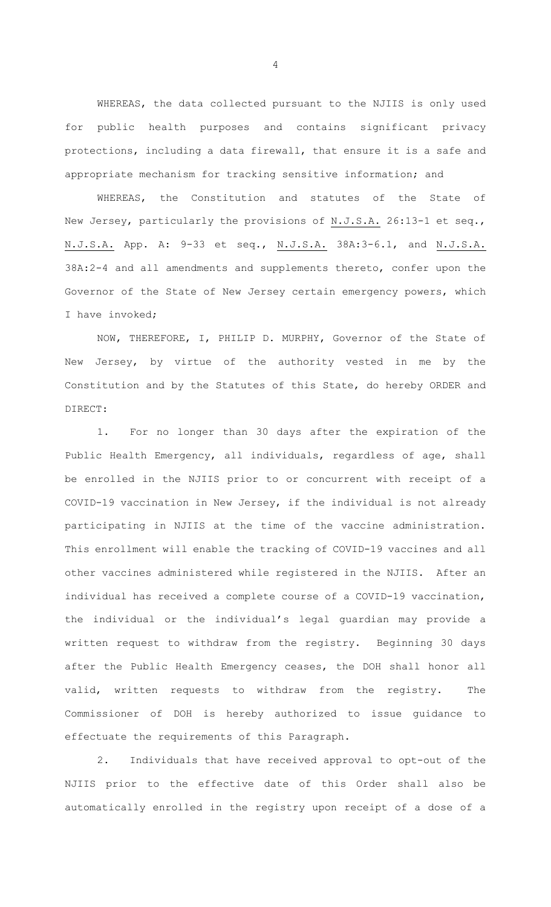WHEREAS, the data collected pursuant to the NJIIS is only used for public health purposes and contains significant privacy protections, including a data firewall, that ensure it is a safe and appropriate mechanism for tracking sensitive information; and

WHEREAS, the Constitution and statutes of the State of New Jersey, particularly the provisions of N.J.S.A. 26:13-1 et seq., N.J.S.A. App. A: 9-33 et seq., N.J.S.A. 38A:3-6.1, and N.J.S.A. 38A:2-4 and all amendments and supplements thereto, confer upon the Governor of the State of New Jersey certain emergency powers, which I have invoked;

NOW, THEREFORE, I, PHILIP D. MURPHY, Governor of the State of New Jersey, by virtue of the authority vested in me by the Constitution and by the Statutes of this State, do hereby ORDER and DIRECT:

1. For no longer than 30 days after the expiration of the Public Health Emergency, all individuals, regardless of age, shall be enrolled in the NJIIS prior to or concurrent with receipt of a COVID-19 vaccination in New Jersey, if the individual is not already participating in NJIIS at the time of the vaccine administration. This enrollment will enable the tracking of COVID-19 vaccines and all other vaccines administered while registered in the NJIIS. After an individual has received a complete course of a COVID-19 vaccination, the individual or the individual's legal guardian may provide a written request to withdraw from the registry. Beginning 30 days after the Public Health Emergency ceases, the DOH shall honor all valid, written requests to withdraw from the registry. The Commissioner of DOH is hereby authorized to issue guidance to effectuate the requirements of this Paragraph.

2. Individuals that have received approval to opt-out of the NJIIS prior to the effective date of this Order shall also be automatically enrolled in the registry upon receipt of a dose of a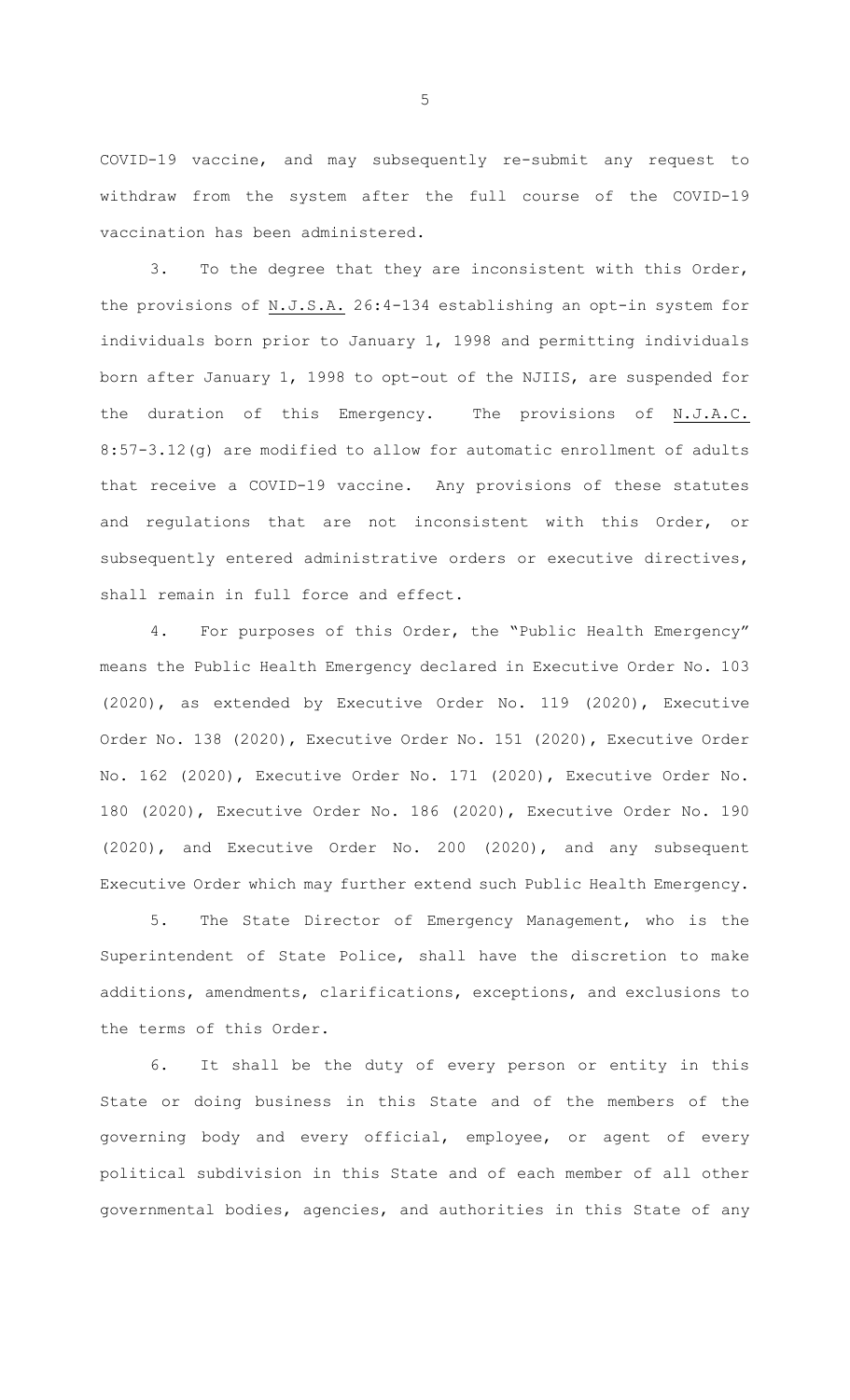COVID-19 vaccine, and may subsequently re-submit any request to withdraw from the system after the full course of the COVID-19 vaccination has been administered.

3. To the degree that they are inconsistent with this Order, the provisions of N.J.S.A. 26:4-134 establishing an opt-in system for individuals born prior to January 1, 1998 and permitting individuals born after January 1, 1998 to opt-out of the NJIIS, are suspended for the duration of this Emergency. The provisions of N.J.A.C. 8:57-3.12(g) are modified to allow for automatic enrollment of adults that receive a COVID-19 vaccine. Any provisions of these statutes and regulations that are not inconsistent with this Order, or subsequently entered administrative orders or executive directives, shall remain in full force and effect.

4. For purposes of this Order, the "Public Health Emergency" means the Public Health Emergency declared in Executive Order No. 103 (2020), as extended by Executive Order No. 119 (2020), Executive Order No. 138 (2020), Executive Order No. 151 (2020), Executive Order No. 162 (2020), Executive Order No. 171 (2020), Executive Order No. 180 (2020), Executive Order No. 186 (2020), Executive Order No. 190 (2020), and Executive Order No. 200 (2020), and any subsequent Executive Order which may further extend such Public Health Emergency.

5. The State Director of Emergency Management, who is the Superintendent of State Police, shall have the discretion to make additions, amendments, clarifications, exceptions, and exclusions to the terms of this Order.

6. It shall be the duty of every person or entity in this State or doing business in this State and of the members of the governing body and every official, employee, or agent of every political subdivision in this State and of each member of all other governmental bodies, agencies, and authorities in this State of any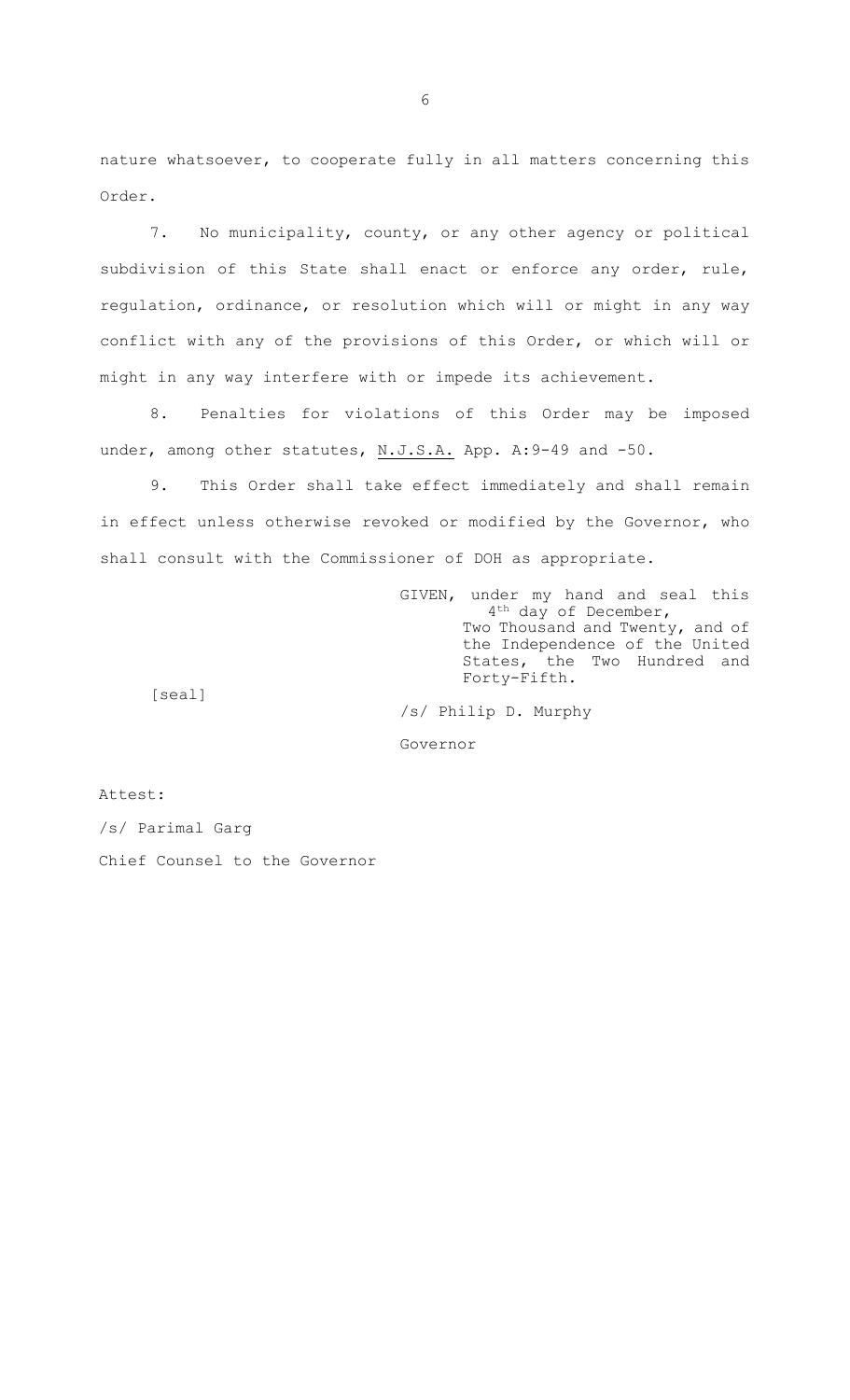nature whatsoever, to cooperate fully in all matters concerning this Order.

7. No municipality, county, or any other agency or political subdivision of this State shall enact or enforce any order, rule, regulation, ordinance, or resolution which will or might in any way conflict with any of the provisions of this Order, or which will or might in any way interfere with or impede its achievement.

8. Penalties for violations of this Order may be imposed under, among other statutes, N.J.S.A. App. A:9-49 and -50.

9. This Order shall take effect immediately and shall remain in effect unless otherwise revoked or modified by the Governor, who shall consult with the Commissioner of DOH as appropriate.

GIVEN, under my hand and seal this 4th day of December, Two Thousand and Twenty, and of the Independence of the United States, the Two Hundred and Forty-Fifth.

[seal]

/s/ Philip D. Murphy

Governor

Attest:

/s/ Parimal Garg

Chief Counsel to the Governor